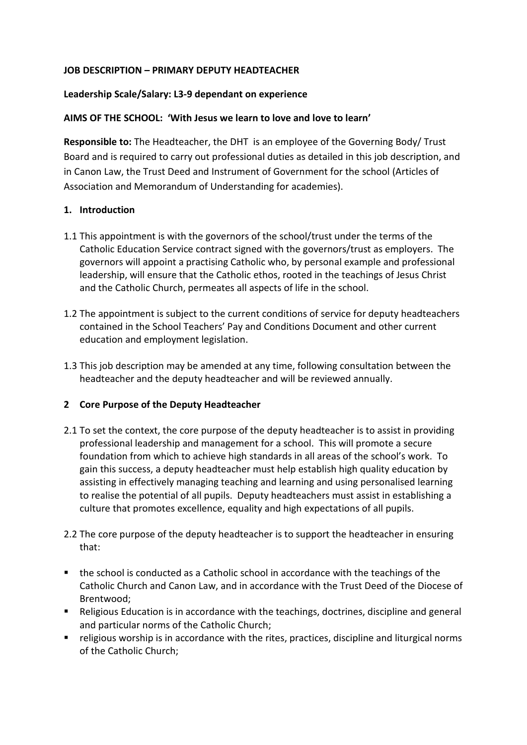**JOB DESCRIPTION – PRIMARY DEPUTY HEADTEACHER**

**Leadership Scale/Salary: L3-9 dependant on experience**

**AIMS OF THE SCHOOL: 'With Jesus we learn to love and love to learn'**

**Responsible to:** The Headteacher, the DHT is an employee of the Governing Body/ Trust Board and is required to carry out professional duties as detailed in this job description, and in Canon Law, the Trust Deed and Instrument of Government for the school (Articles of Association and Memorandum of Understanding for academies).

## 1. Introduction

1.1 This appointment is with the governors of the school/trust under the terms of the Catholic Education Service contract signed with the governors/trust as employers. The governors will appoint a practising Catholic who, by personal example and professional leadership, will ensure that the Catholic ethos, rooted in the teachings of Jesus Christ and the Catholic Church, permeates all aspects of life in the school.

1.2 The appointment is subject to the current conditions of service for deputy headteachers contained in the School Teachers' Pay and Conditions Document and other current education and employment legislation.

1.3 This job description may be amended at any time, following consultation between the headteacher and the deputy headteacher and will be reviewed annually.

## 2 Core Purpose of the Deputy Headteacher

2.1 To set the context, the core purpose of the deputy headteacher is to assist in providing professional leadership and management for a school. This will promote a secure foundation from which to achieve high standards in all areas of the school's work. To gain this success, a deputy headteacher must help establish high quality education by assisting in effectively managing teaching and learning and using personalised learning to realise the potential of all pupils. Deputy headteachers must assist in establishing a culture that promotes excellence, equality and high expectations of all pupils.

2.2 The core purpose of the deputy headteacher is to support the headteacher in ensuring that:

- the school is conducted as a Catholic school in accordance with the teachings of the Catholic Church and Canon Law, and in accordance with the Trust Deed of the Diocese of Brentwood;
- Religious Education is in accordance with the teachings, doctrines, discipline and general and particular norms of the Catholic Church;
- religious worship is in accordance with the rites, practices, discipline and liturgical norms of the Catholic Church;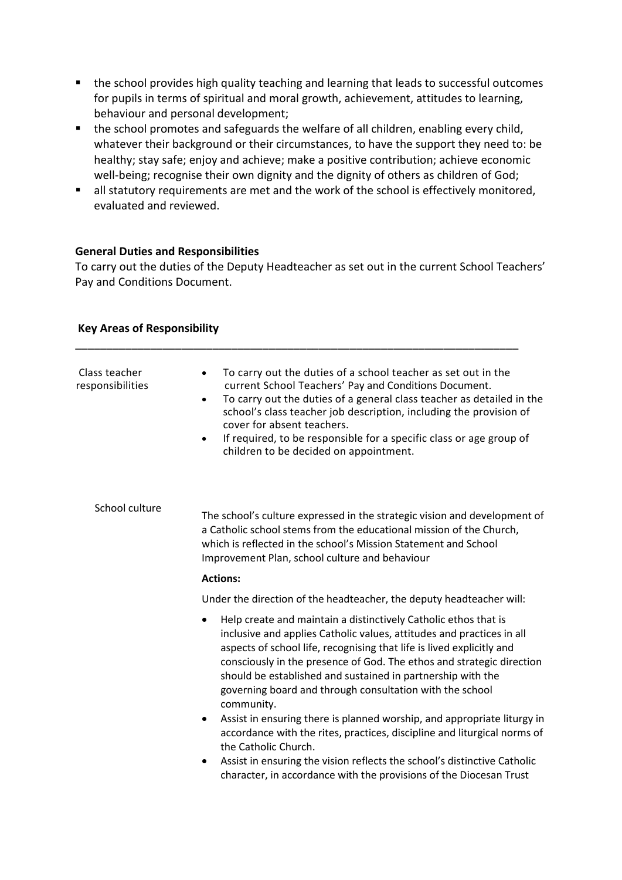- the school provides high quality teaching and learning that leads to successful outcomes for pupils in terms of spiritual and moral growth, achievement, attitudes to learning, behaviour and personal development;
- the school promotes and safeguards the welfare of all children, enabling every child, whatever their background or their circumstances, to have the support they need to: be healthy; stay safe; enjoy and achieve; make a positive contribution; achieve economic well-being; recognise their own dignity and the dignity of others as children of God;
- all statutory requirements are met and the work of the school is effectively monitored, evaluated and reviewed.

**General Duties and Responsibilities**

To carry out the duties of the Deputy Headteacher as set out in the current School Teachers' Pay and Conditions Document.

**Key Areas of Responsibility**

---

**Class teacher responsibilities**

- To carry out the duties of a school teacher as set out in the current School Teachers' Pay and Conditions Document.
- To carry out the duties of a general class teacher as detailed in the school's class teacher job description, including the provision of cover for absent teachers.
- If required, to be responsible for a specific class or age group of children to be decided on appointment.

**School culture**

The school's culture expressed in the strategic vision and development of a Catholic school stems from the educational mission of the Church, which is reflected in the school's Mission Statement and School Improvement Plan, school culture and behaviour

**Actions:**

Under the direction of the headteacher, the deputy headteacher will:

- Help create and maintain a distinctively Catholic ethos that is inclusive and applies Catholic values, attitudes and practices in all aspects of school life, recognising that life is lived explicitly and consciously in the presence of God. The ethos and strategic direction should be established and sustained in partnership with the governing board and through consultation with the school community.
- Assist in ensuring there is planned worship, and appropriate liturgy in accordance with the rites, practices, discipline and liturgical norms of the Catholic Church.
- Assist in ensuring the vision reflects the school's distinctive Catholic character, in accordance with the provisions of the Diocesan Trust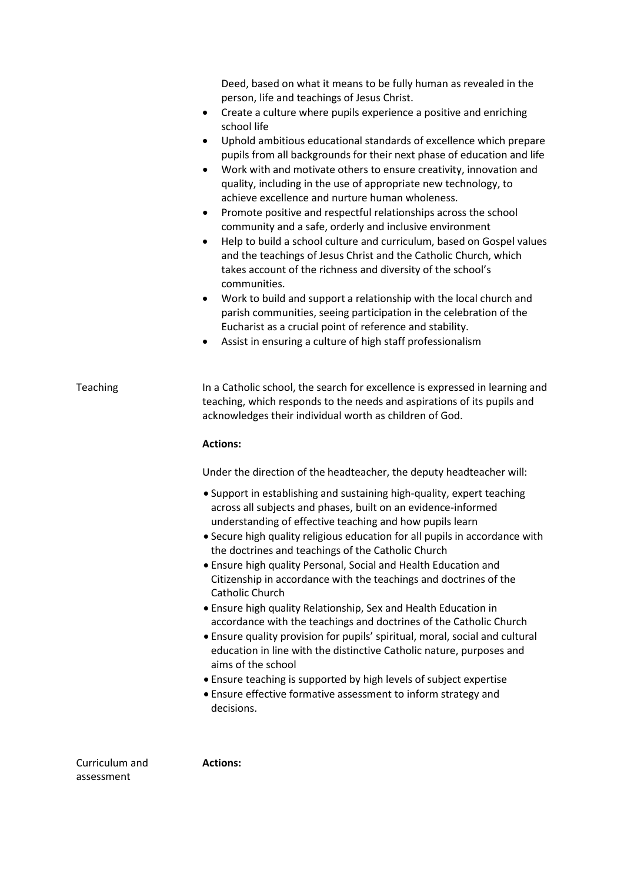Deed, based on what it means to be fully human as revealed in the person, life and teachings of Jesus Christ.

- Create a culture where pupils experience a positive and enriching school life
- Uphold ambitious educational standards of excellence which prepare pupils from all backgrounds for their next phase of education and life
- Work with and motivate others to ensure creativity, innovation and quality, including in the use of appropriate new technology, to achieve excellence and nurture human wholeness.
- Promote positive and respectful relationships across the school community and a safe, orderly and inclusive environment
- Help to build a school culture and curriculum, based on Gospel values and the teachings of Jesus Christ and the Catholic Church, which takes account of the richness and diversity of the school's communities.
- Work to build and support a relationship with the local church and parish communities, seeing participation in the celebration of the Eucharist as a crucial point of reference and stability.
- Assist in ensuring a culture of high staff professionalism

Teaching

In a Catholic school, the search for excellence is expressed in learning and teaching, which responds to the needs and aspirations of its pupils and acknowledges their individual worth as children of God.

**Actions:**

Under the direction of the headteacher, the deputy headteacher will:

- Support in establishing and sustaining high-quality, expert teaching across all subjects and phases, built on an evidence-informed understanding of effective teaching and how pupils learn
- Secure high quality religious education for all pupils in accordance with the doctrines and teachings of the Catholic Church
- Ensure high quality Personal, Social and Health Education and Citizenship in accordance with the teachings and doctrines of the Catholic Church
- Ensure high quality Relationship, Sex and Health Education in accordance with the teachings and doctrines of the Catholic Church
- Ensure quality provision for pupils' spiritual, moral, social and cultural education in line with the distinctive Catholic nature, purposes and aims of the school
- Ensure teaching is supported by high levels of subject expertise
- Ensure effective formative assessment to inform strategy and decisions.

Curriculum and assessment

**Actions:**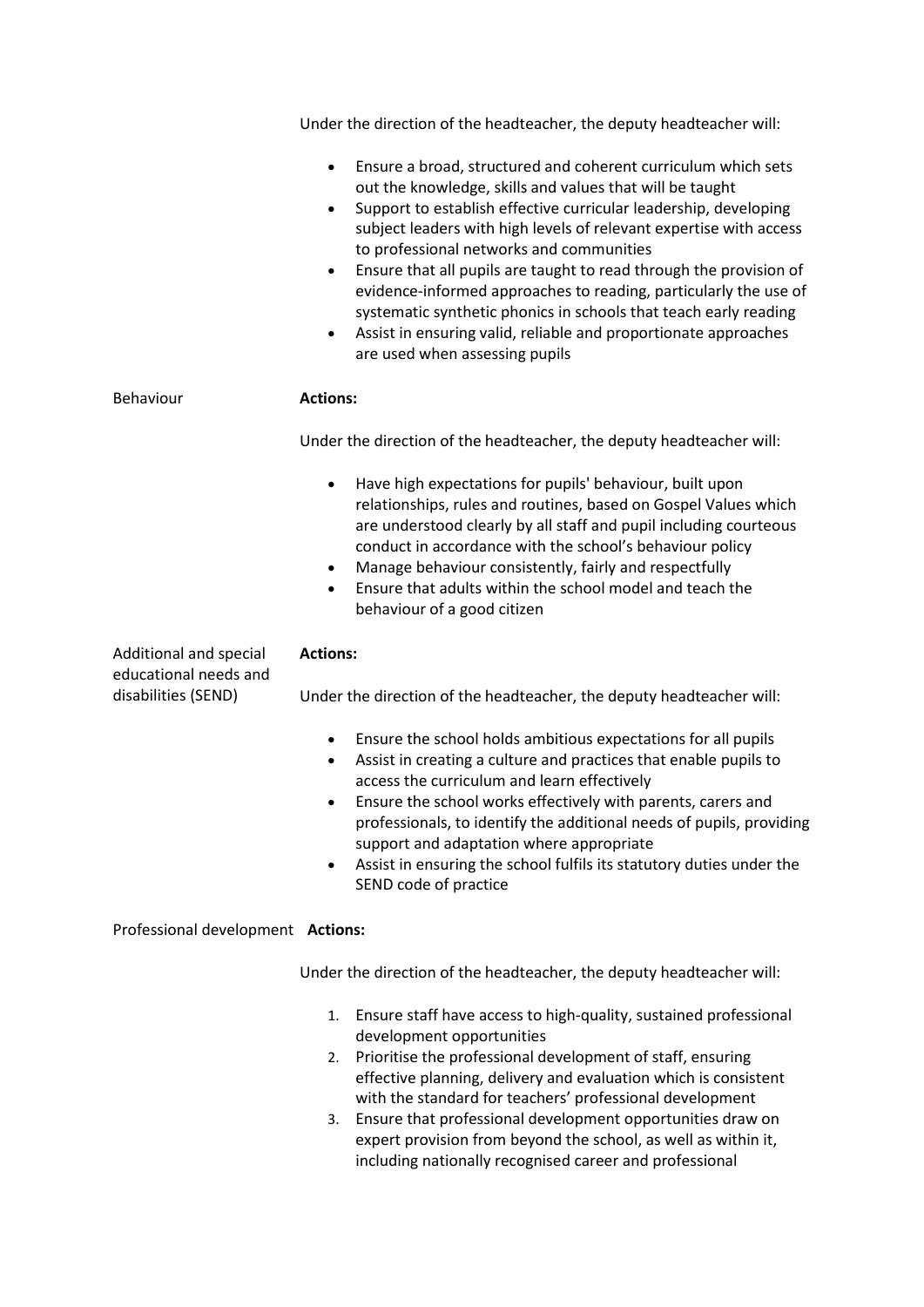Under the direction of the headteacher, the deputy headteacher will:

- Ensure a broad, structured and coherent curriculum which sets out the knowledge, skills and values that will be taught
- Support to establish effective curricular leadership, developing subject leaders with high levels of relevant expertise with access to professional networks and communities
- Ensure that all pupils are taught to read through the provision of evidence-informed approaches to reading, particularly the use of systematic synthetic phonics in schools that teach early reading
- Assist in ensuring valid, reliable and proportionate approaches are used when assessing pupils

Behaviour

**Actions:**

Under the direction of the headteacher, the deputy headteacher will:

- Have high expectations for pupils' behaviour, built upon relationships, rules and routines, based on Gospel Values which are understood clearly by all staff and pupil including courteous conduct in accordance with the school's behaviour policy
- Manage behaviour consistently, fairly and respectfully
- Ensure that adults within the school model and teach the behaviour of a good citizen

Additional and special educational needs and disabilities (SEND)

**Actions:**

Under the direction of the headteacher, the deputy headteacher will:

- Ensure the school holds ambitious expectations for all pupils
- Assist in creating a culture and practices that enable pupils to access the curriculum and learn effectively
- Ensure the school works effectively with parents, carers and professionals, to identify the additional needs of pupils, providing support and adaptation where appropriate
- Assist in ensuring the school fulfils its statutory duties under the SEND code of practice

Professional development **Actions:**

Under the direction of the headteacher, the deputy headteacher will:

1. Ensure staff have access to high-quality, sustained professional development opportunities
2. Prioritise the professional development of staff, ensuring effective planning, delivery and evaluation which is consistent with the standard for teachers' professional development
3. Ensure that professional development opportunities draw on expert provision from beyond the school, as well as within it, including nationally recognised career and professional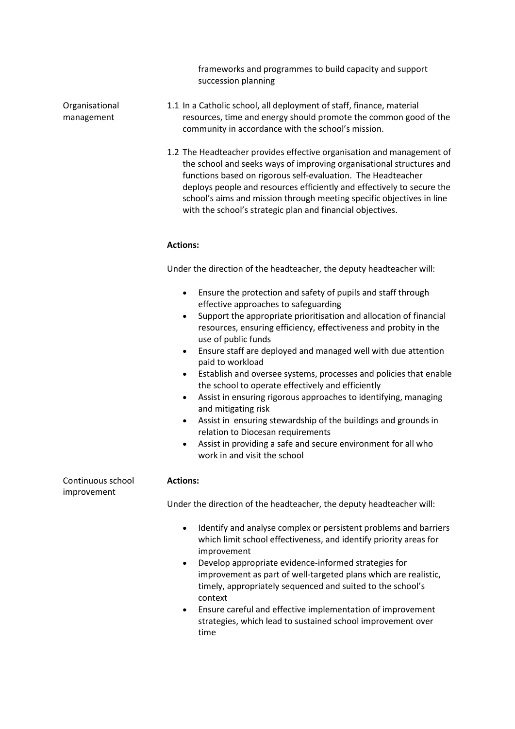frameworks and programmes to build capacity and support succession planning

**Organisational management**

1.1 In a Catholic school, all deployment of staff, finance, material resources, time and energy should promote the common good of the community in accordance with the school's mission.

1.2 The Headteacher provides effective organisation and management of the school and seeks ways of improving organisational structures and functions based on rigorous self-evaluation. The Headteacher deploys people and resources efficiently and effectively to secure the school's aims and mission through meeting specific objectives in line with the school's strategic plan and financial objectives.

**Actions:**

Under the direction of the headteacher, the deputy headteacher will:

- Ensure the protection and safety of pupils and staff through effective approaches to safeguarding
- Support the appropriate prioritisation and allocation of financial resources, ensuring efficiency, effectiveness and probity in the use of public funds
- Ensure staff are deployed and managed well with due attention paid to workload
- Establish and oversee systems, processes and policies that enable the school to operate effectively and efficiently
- Assist in ensuring rigorous approaches to identifying, managing and mitigating risk
- Assist in ensuring stewardship of the buildings and grounds in relation to Diocesan requirements
- Assist in providing a safe and secure environment for all who work in and visit the school

**Continuous school improvement**

**Actions:**

Under the direction of the headteacher, the deputy headteacher will:

- Identify and analyse complex or persistent problems and barriers which limit school effectiveness, and identify priority areas for improvement
- Develop appropriate evidence-informed strategies for improvement as part of well-targeted plans which are realistic, timely, appropriately sequenced and suited to the school's context
- Ensure careful and effective implementation of improvement strategies, which lead to sustained school improvement over time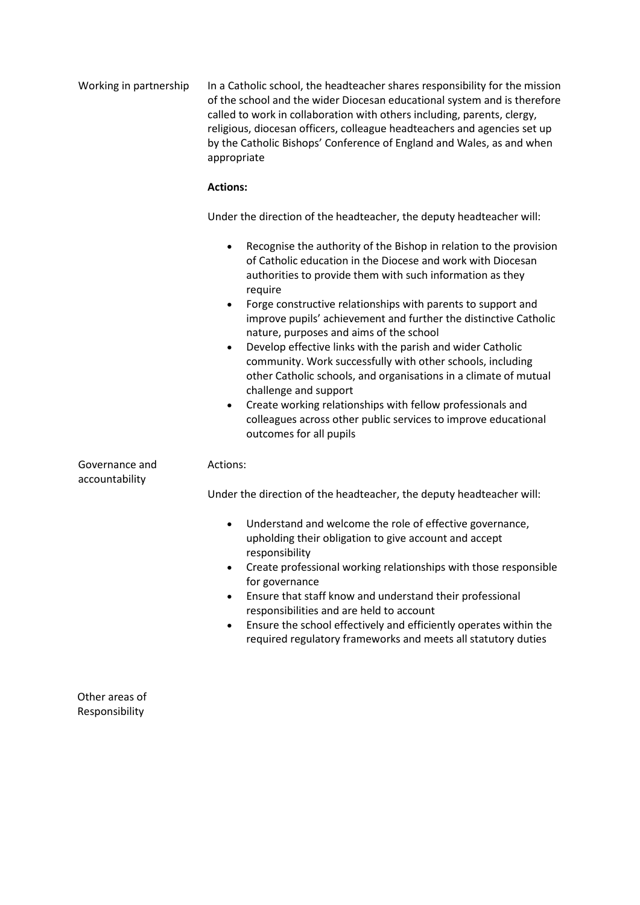| | |
|---|---|
| Working in partnership | In a Catholic school, the headteacher shares responsibility for the mission of the school and the wider Diocesan educational system and is therefore called to work in collaboration with others including, parents, clergy, religious, diocesan officers, colleague headteachers and agencies set up by the Catholic Bishops' Conference of England and Wales, as and when appropriate<br><br>**Actions:**<br><br>Under the direction of the headteacher, the deputy headteacher will:<br><br>• Recognise the authority of the Bishop in relation to the provision of Catholic education in the Diocese and work with Diocesan authorities to provide them with such information as they require<br>• Forge constructive relationships with parents to support and improve pupils' achievement and further the distinctive Catholic nature, purposes and aims of the school<br>• Develop effective links with the parish and wider Catholic community. Work successfully with other schools, including other Catholic schools, and organisations in a climate of mutual challenge and support<br>• Create working relationships with fellow professionals and colleagues across other public services to improve educational outcomes for all pupils |
| Governance and accountability | Actions:<br><br>Under the direction of the headteacher, the deputy headteacher will:<br><br>• Understand and welcome the role of effective governance, upholding their obligation to give account and accept responsibility<br>• Create professional working relationships with those responsible for governance<br>• Ensure that staff know and understand their professional responsibilities and are held to account<br>• Ensure the school effectively and efficiently operates within the required regulatory frameworks and meets all statutory duties |
| Other areas of Responsibility | |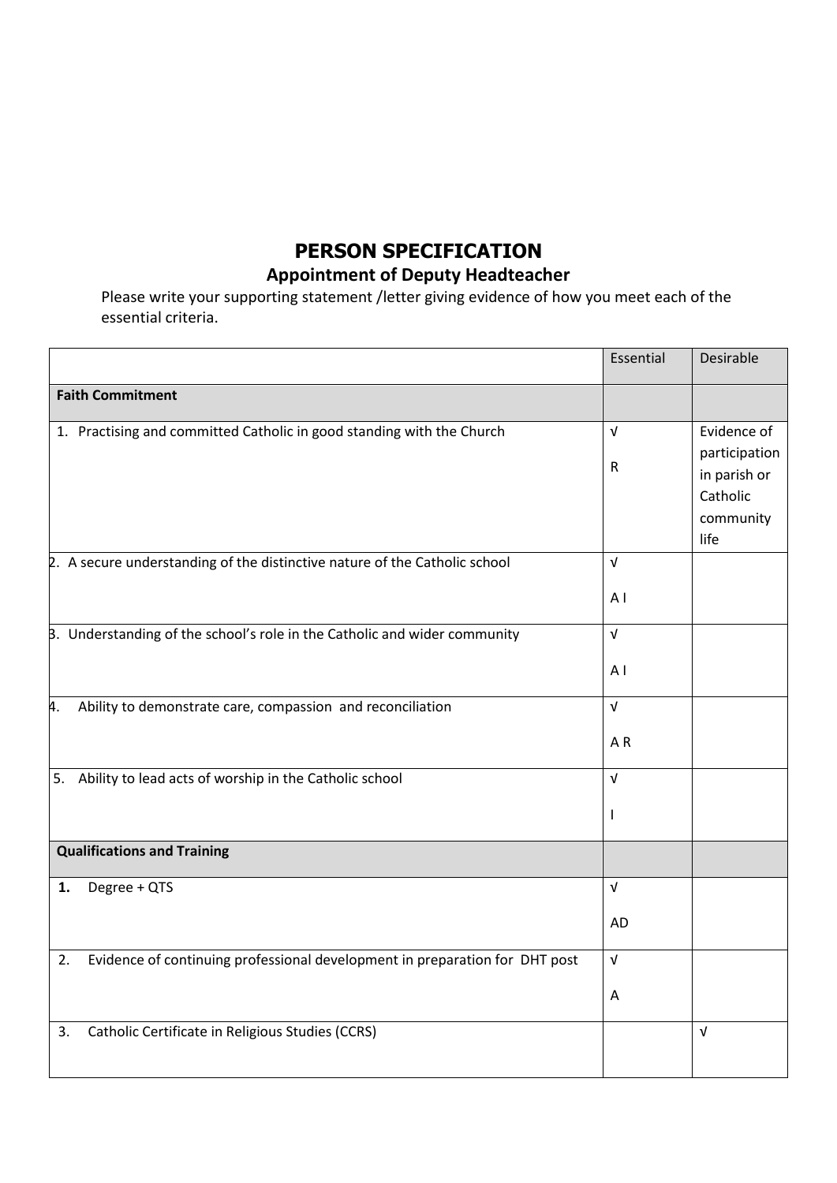# PERSON SPECIFICATION

## Appointment of Deputy Headteacher

Please write your supporting statement /letter giving evidence of how you meet each of the essential criteria.

| | Essential | Desirable |
|---|---|---|
| **Faith Commitment** | | |
| 1. Practising and committed Catholic in good standing with the Church | √ R | Evidence of participation in parish or Catholic community life |
| 2. A secure understanding of the distinctive nature of the Catholic school | √ A I | |
| 3. Understanding of the school's role in the Catholic and wider community | √ A I | |
| 4. Ability to demonstrate care, compassion and reconciliation | √ A R | |
| 5. Ability to lead acts of worship in the Catholic school | √ I | |
| **Qualifications and Training** | | |
| **1.** Degree + QTS | √ AD | |
| 2. Evidence of continuing professional development in preparation for DHT post | √ A | |
| 3. Catholic Certificate in Religious Studies (CCRS) | | √ |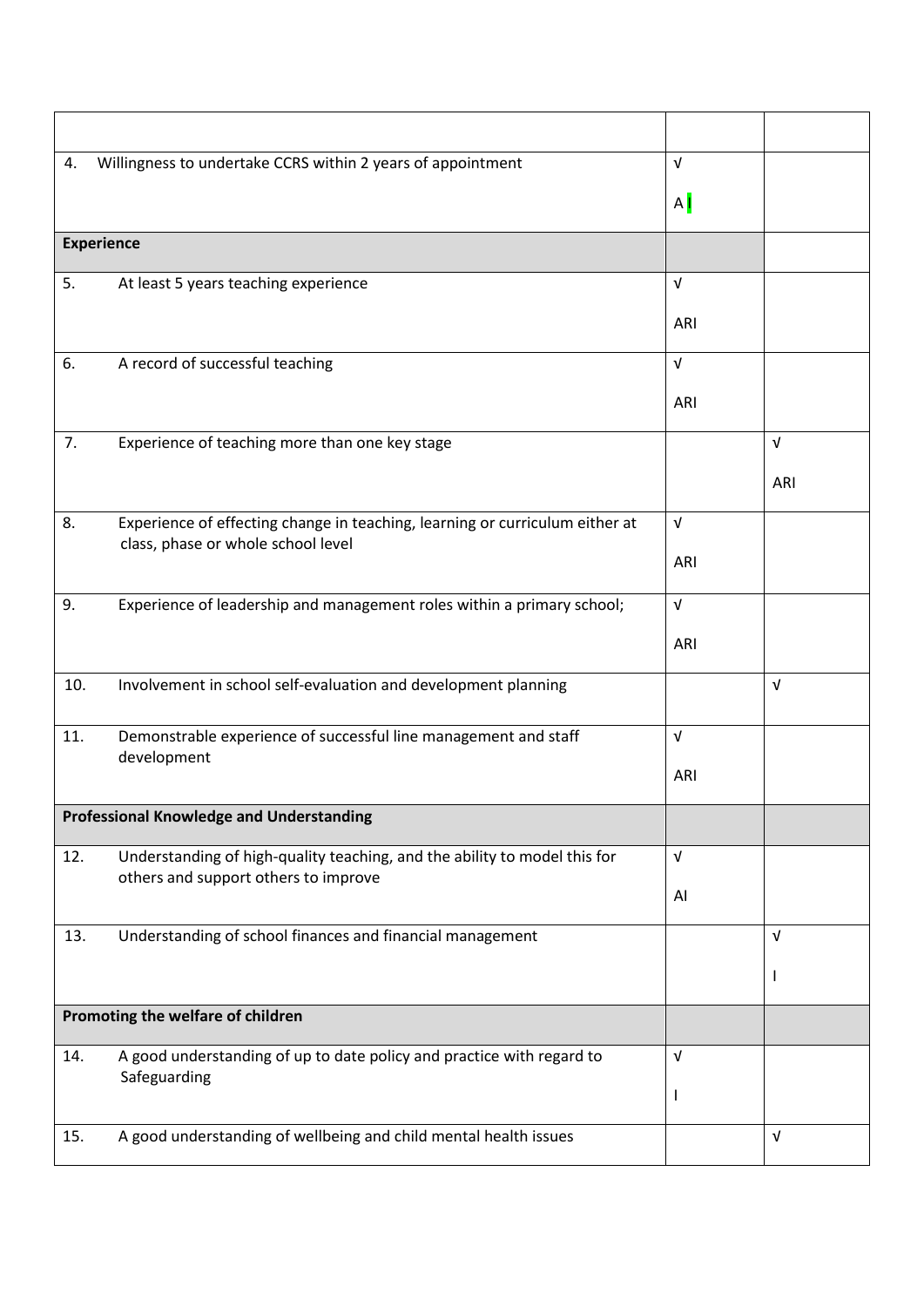| | | |
|---|---|---|
| 4. Willingness to undertake CCRS within 2 years of appointment | √ A I | |
| **Experience** | | |
| 5. At least 5 years teaching experience | √ ARI | |
| 6. A record of successful teaching | √ ARI | |
| 7. Experience of teaching more than one key stage | | √ ARI |
| 8. Experience of effecting change in teaching, learning or curriculum either at class, phase or whole school level | √ ARI | |
| 9. Experience of leadership and management roles within a primary school; | √ ARI | |
| 10. Involvement in school self-evaluation and development planning | | √ |
| 11. Demonstrable experience of successful line management and staff development | √ ARI | |
| **Professional Knowledge and Understanding** | | |
| 12. Understanding of high-quality teaching, and the ability to model this for others and support others to improve | √ AI | |
| 13. Understanding of school finances and financial management | | √ I |
| **Promoting the welfare of children** | | |
| 14. A good understanding of up to date policy and practice with regard to Safeguarding | √ I | |
| 15. A good understanding of wellbeing and child mental health issues | | √ |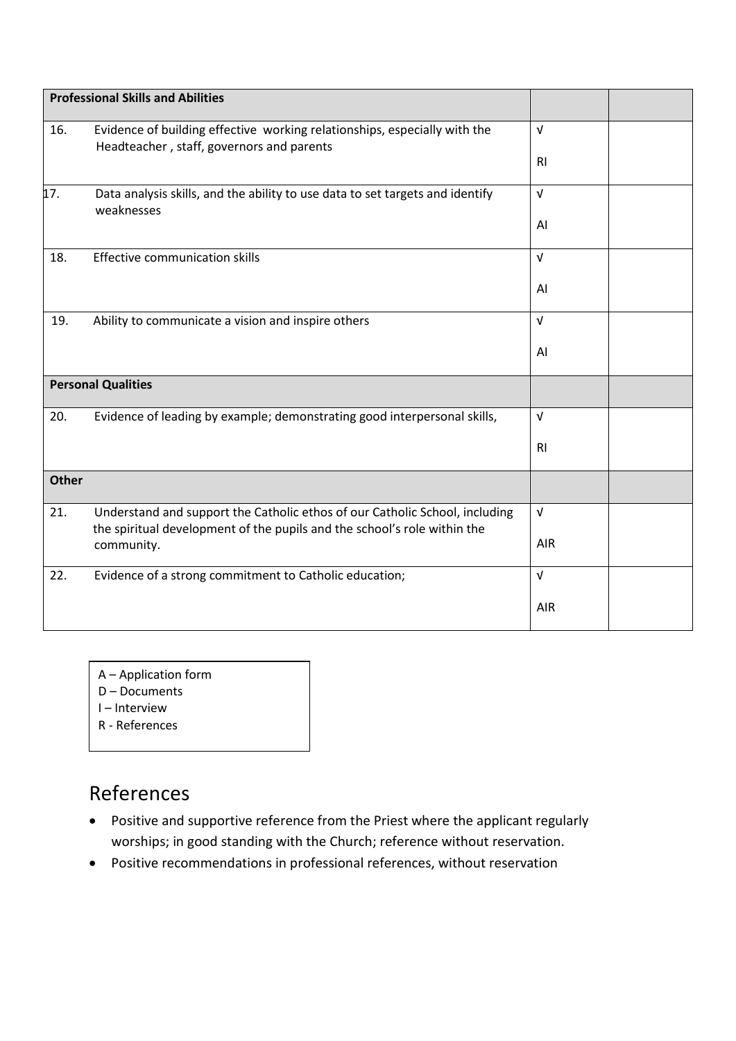| Professional Skills and Abilities | | |
|---|---|---|
| 16. Evidence of building effective working relationships, especially with the Headteacher , staff, governors and parents | √ RI | |
| 17. Data analysis skills, and the ability to use data to set targets and identify weaknesses | √ AI | |
| 18. Effective communication skills | √ AI | |
| 19. Ability to communicate a vision and inspire others | √ AI | |
| **Personal Qualities** | | |
| 20. Evidence of leading by example; demonstrating good interpersonal skills, | √ RI | |
| **Other** | | |
| 21. Understand and support the Catholic ethos of our Catholic School, including the spiritual development of the pupils and the school's role within the community. | √ AIR | |
| 22. Evidence of a strong commitment to Catholic education; | √ AIR | |

A – Application form
D – Documents
I – Interview
R - References

# References

- Positive and supportive reference from the Priest where the applicant regularly worships; in good standing with the Church; reference without reservation.
- Positive recommendations in professional references, without reservation